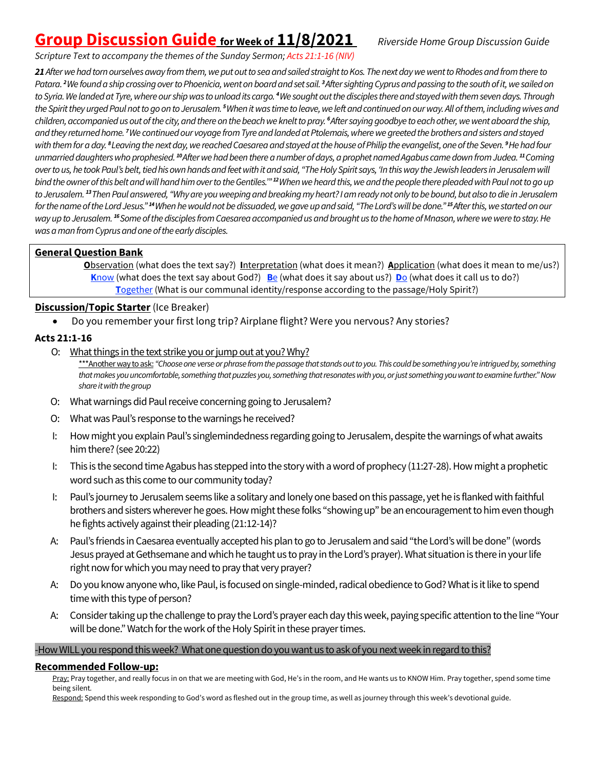# Group Discussion Guide for Week of 11/8/2021

*Riverside Home Group Discussion Guide*

*Scripture Text to accompany the themes of the Sunday Sermon; Acts 21:1-16 (NIV)*

***21** After we had torn ourselves away from them, we put out to sea and sailed straight to Kos. The next day we went to Rhodes and from there to Patara. [2] We found a ship crossing over to Phoenicia, went on board and set sail. [3] After sighting Cyprus and passing to the south of it, we sailed on to Syria. We landed at Tyre, where our ship was to unload its cargo. [4] We sought out the disciples there and stayed with them seven days. Through the Spirit they urged Paul not to go on to Jerusalem. [5] When it was time to leave, we left and continued on our way. All of them, including wives and children, accompanied us out of the city, and there on the beach we knelt to pray. [6] After saying goodbye to each other, we went aboard the ship, and they returned home. [7] We continued our voyage from Tyre and landed at Ptolemais, where we greeted the brothers and sisters and stayed with them for a day. [8] Leaving the next day, we reached Caesarea and stayed at the house of Philip the evangelist, one of the Seven. [9] He had four unmarried daughters who prophesied. [10] After we had been there a number of days, a prophet named Agabus came down from Judea. [11] Coming over to us, he took Paul's belt, tied his own hands and feet with it and said, "The Holy Spirit says, 'In this way the Jewish leaders in Jerusalem will bind the owner of this belt and will hand him over to the Gentiles.'" [12] When we heard this, we and the people there pleaded with Paul not to go up to Jerusalem. [13] Then Paul answered, "Why are you weeping and breaking my heart? I am ready not only to be bound, but also to die in Jerusalem for the name of the Lord Jesus." [14] When he would not be dissuaded, we gave up and said, "The Lord's will be done." [15] After this, we started on our way up to Jerusalem. [16] Some of the disciples from Caesarea accompanied us and brought us to the home of Mnason, where we were to stay. He was a man from Cyprus and one of the early disciples.*

## General Question Bank

**O**bservation (what does the text say?) **I**nterpretation (what does it mean?) **A**pplication (what does it mean to me/us?)
**K**now (what does the text say about God?) **B**e (what does it say about us?) **D**o (what does it call us to do?)
**T**ogether (What is our communal identity/response according to the passage/Holy Spirit?)

## Discussion/Topic Starter (Ice Breaker)

- Do you remember your first long trip? Airplane flight? Were you nervous? Any stories?

## Acts 21:1-16

- O: What things in the text strike you or jump out at you? Why?
  ***Another way to ask: *"Choose one verse or phrase from the passage that stands out to you. This could be something you're intrigued by, something that makes you uncomfortable, something that puzzles you, something that resonates with you, or just something you want to examine further." Now share it with the group*
- O: What warnings did Paul receive concerning going to Jerusalem?
- O: What was Paul's response to the warnings he received?
- I: How might you explain Paul's singlemindedness regarding going to Jerusalem, despite the warnings of what awaits him there? (see 20:22)
- I: This is the second time Agabus has stepped into the story with a word of prophecy (11:27-28). How might a prophetic word such as this come to our community today?
- I: Paul's journey to Jerusalem seems like a solitary and lonely one based on this passage, yet he is flanked with faithful brothers and sisters wherever he goes. How might these folks "showing up" be an encouragement to him even though he fights actively against their pleading (21:12-14)?
- A: Paul's friends in Caesarea eventually accepted his plan to go to Jerusalem and said "the Lord's will be done" (words Jesus prayed at Gethsemane and which he taught us to pray in the Lord's prayer). What situation is there in your life right now for which you may need to pray that very prayer?
- A: Do you know anyone who, like Paul, is focused on single-minded, radical obedience to God? What is it like to spend time with this type of person?
- A: Consider taking up the challenge to pray the Lord's prayer each day this week, paying specific attention to the line "Your will be done." Watch for the work of the Holy Spirit in these prayer times.

-How WILL you respond this week? What one question do you want us to ask of you next week in regard to this?

## Recommended Follow-up:

Pray: Pray together, and really focus in on that we are meeting with God, He's in the room, and He wants us to KNOW Him. Pray together, spend some time being silent.
Respond: Spend this week responding to God's word as fleshed out in the group time, as well as journey through this week's devotional guide.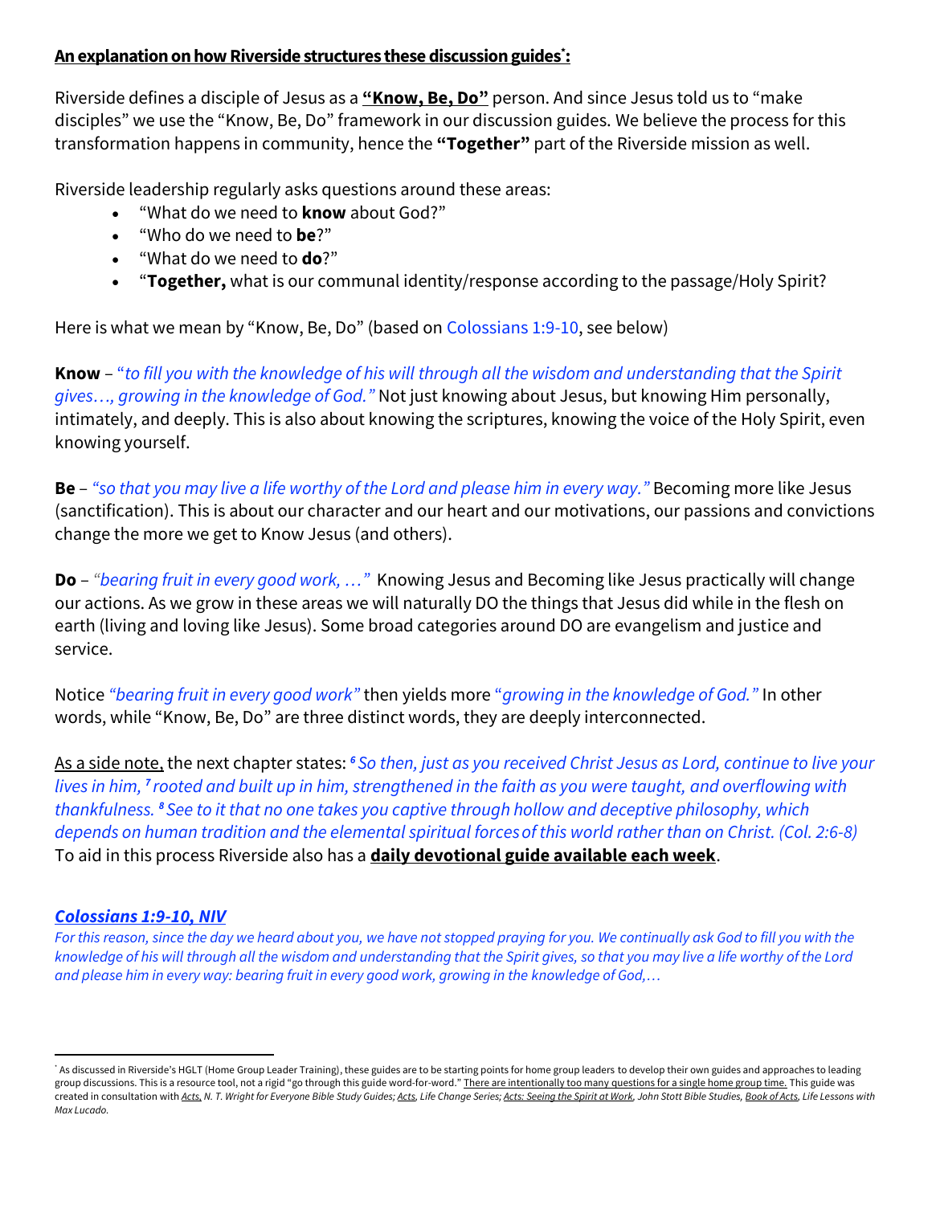**<u>An explanation on how Riverside structures these discussion guides[*]:</u>**

Riverside defines a disciple of Jesus as a **<u>"Know, Be, Do"</u>** person. And since Jesus told us to "make disciples" we use the "Know, Be, Do" framework in our discussion guides. We believe the process for this transformation happens in community, hence the **"Together"** part of the Riverside mission as well.

Riverside leadership regularly asks questions around these areas:

- "What do we need to **know** about God?"
- "Who do we need to **be**?"
- "What do we need to **do**?"
- "**Together,** what is our communal identity/response according to the passage/Holy Spirit?

Here is what we mean by "Know, Be, Do" (based on Colossians 1:9-10, see below)

**Know** – *"to fill you with the knowledge of his will through all the wisdom and understanding that the Spirit gives…, growing in the knowledge of God."* Not just knowing about Jesus, but knowing Him personally, intimately, and deeply. This is also about knowing the scriptures, knowing the voice of the Holy Spirit, even knowing yourself.

**Be** – *"so that you may live a life worthy of the Lord and please him in every way."* Becoming more like Jesus (sanctification). This is about our character and our heart and our motivations, our passions and convictions change the more we get to Know Jesus (and others).

**Do** – *"bearing fruit in every good work, …"* Knowing Jesus and Becoming like Jesus practically will change our actions. As we grow in these areas we will naturally DO the things that Jesus did while in the flesh on earth (living and loving like Jesus). Some broad categories around DO are evangelism and justice and service.

Notice *"bearing fruit in every good work"* then yields more *"growing in the knowledge of God."* In other words, while "Know, Be, Do" are three distinct words, they are deeply interconnected.

<u>As a side note,</u> the next chapter states: ***6*** *So then, just as you received Christ Jesus as Lord, continue to live your lives in him,* ***7*** *rooted and built up in him, strengthened in the faith as you were taught, and overflowing with thankfulness.* ***8*** *See to it that no one takes you captive through hollow and deceptive philosophy, which depends on human tradition and the elemental spiritual forces of this world rather than on Christ. (Col. 2:6-8)*
To aid in this process Riverside also has a **<u>daily devotional guide available each week</u>**.

***<u>Colossians 1:9-10, NIV</u>***

*For this reason, since the day we heard about you, we have not stopped praying for you. We continually ask God to fill you with the knowledge of his will through all the wisdom and understanding that the Spirit gives, so that you may live a life worthy of the Lord and please him in every way: bearing fruit in every good work, growing in the knowledge of God,…*

[*] As discussed in Riverside's HGLT (Home Group Leader Training), these guides are to be starting points for home group leaders to develop their own guides and approaches to leading group discussions. This is a resource tool, not a rigid "go through this guide word-for-word." <u>There are intentionally too many questions for a single home group time.</u> This guide was created in consultation with <u>*Acts*</u>, *N. T. Wright for Everyone Bible Study Guides*; <u>*Acts*</u>, *Life Change Series*; <u>*Acts: Seeing the Spirit at Work*</u>, *John Stott Bible Studies*, <u>*Book of Acts*</u>, *Life Lessons with Max Lucado.*